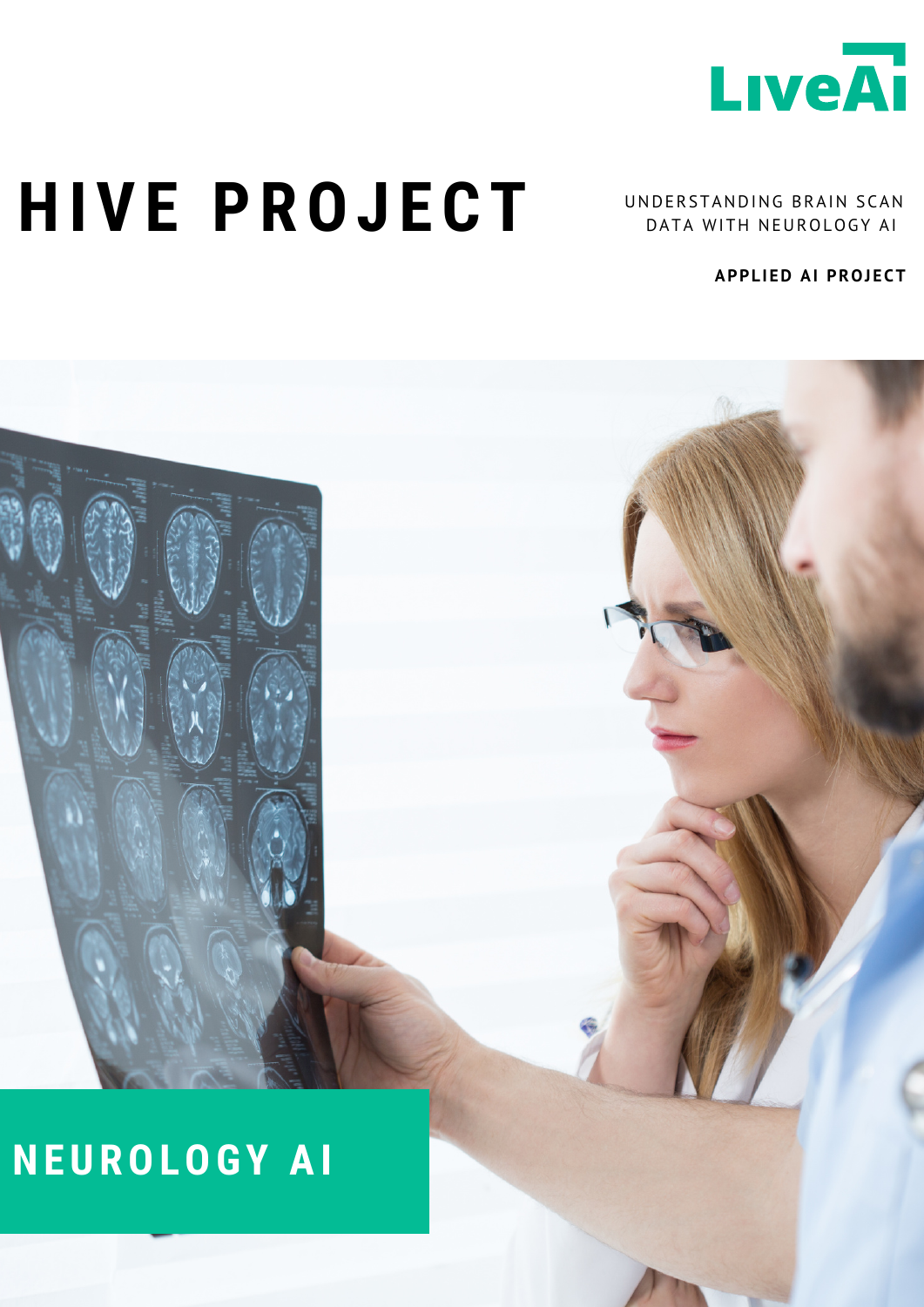LiveAI

# HIVE PROJECT

UNDERSTANDING BRAIN SCAN DATA WITH NEUROLOGY AI

**APPLIED AI PROJECT**

## NEUROLOGY AI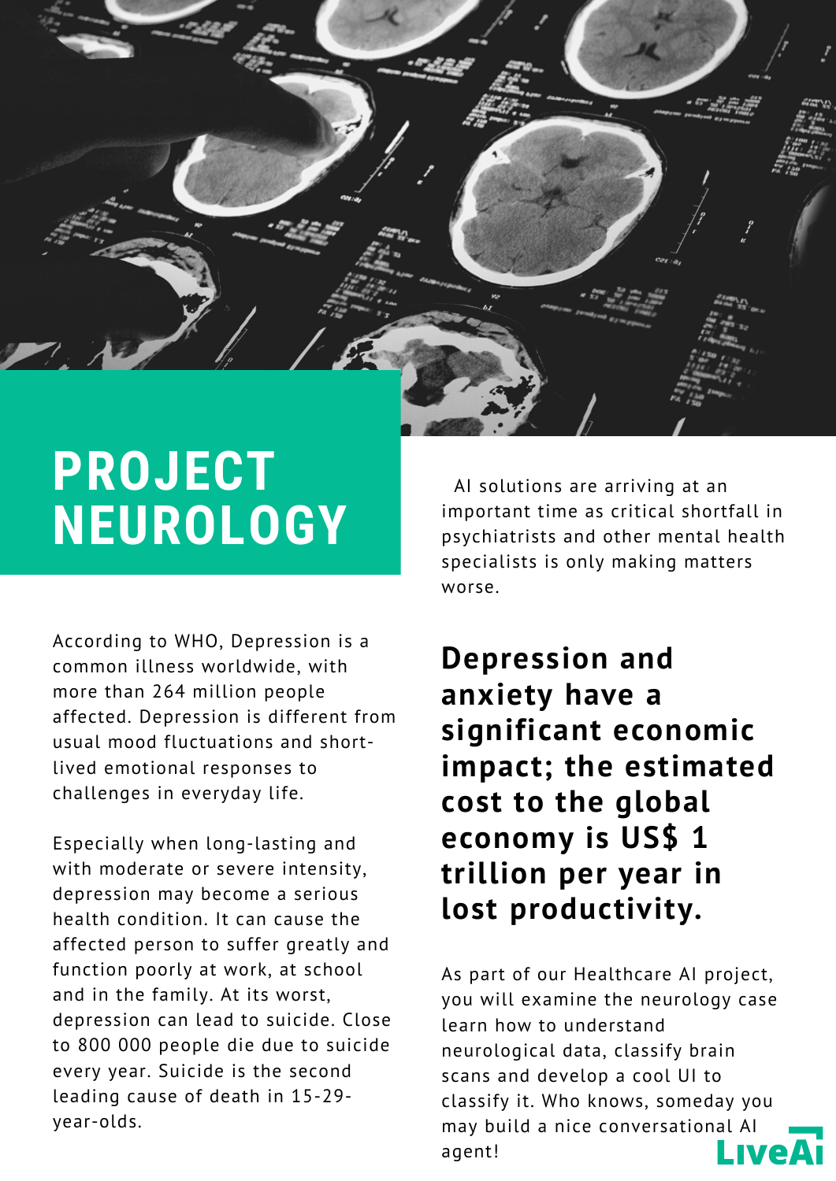# PROJECT NEUROLOGY

According to WHO, Depression is a common illness worldwide, with more than 264 million people affected. Depression is different from usual mood fluctuations and short-lived emotional responses to challenges in everyday life.

Especially when long-lasting and with moderate or severe intensity, depression may become a serious health condition. It can cause the affected person to suffer greatly and function poorly at work, at school and in the family. At its worst, depression can lead to suicide. Close to 800 000 people die due to suicide every year. Suicide is the second leading cause of death in 15-29-year-olds.

AI solutions are arriving at an important time as critical shortfall in psychiatrists and other mental health specialists is only making matters worse.

**Depression and anxiety have a significant economic impact; the estimated cost to the global economy is US$ 1 trillion per year in lost productivity.**

As part of our Healthcare AI project, you will examine the neurology case learn how to understand neurological data, classify brain scans and develop a cool UI to classify it. Who knows, someday you may build a nice conversational AI agent!

LiveAi